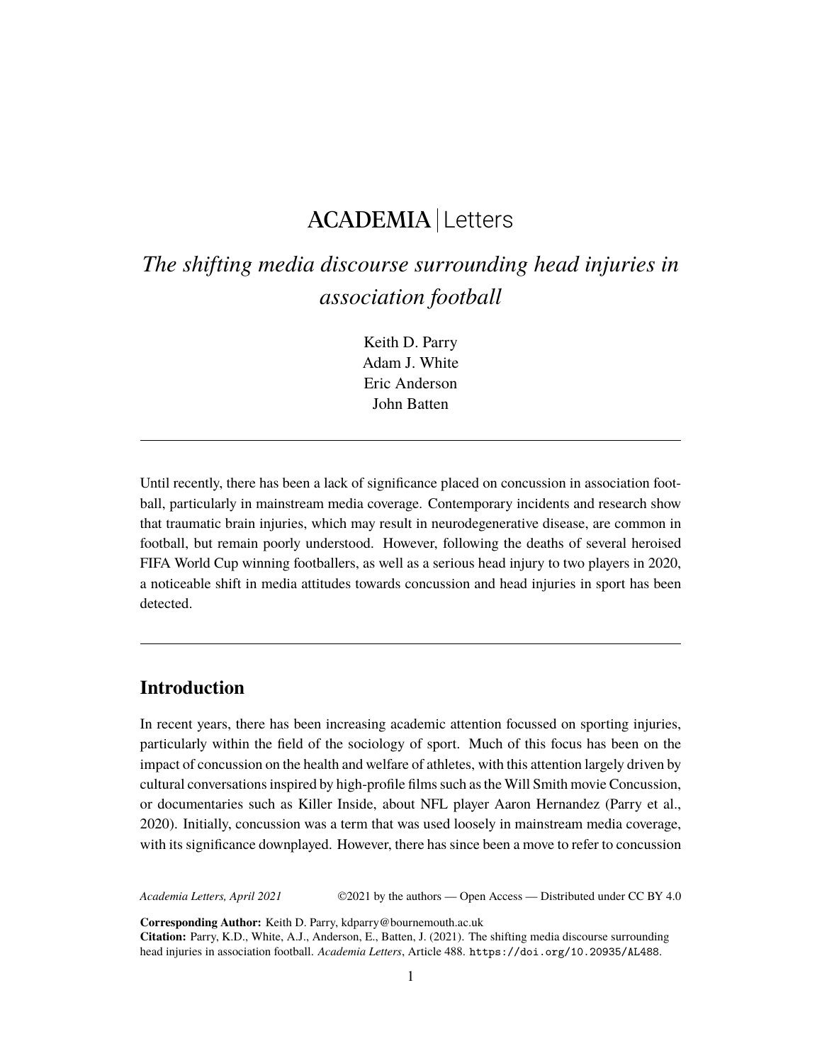ACADEMIA | Letters

# *The shifting media discourse surrounding head injuries in association football*

Keith D. Parry
Adam J. White
Eric Anderson
John Batten

---

Until recently, there has been a lack of significance placed on concussion in association football, particularly in mainstream media coverage. Contemporary incidents and research show that traumatic brain injuries, which may result in neurodegenerative disease, are common in football, but remain poorly understood. However, following the deaths of several heroised FIFA World Cup winning footballers, as well as a serious head injury to two players in 2020, a noticeable shift in media attitudes towards concussion and head injuries in sport has been detected.

---

## Introduction

In recent years, there has been increasing academic attention focussed on sporting injuries, particularly within the field of the sociology of sport. Much of this focus has been on the impact of concussion on the health and welfare of athletes, with this attention largely driven by cultural conversations inspired by high-profile films such as the Will Smith movie Concussion, or documentaries such as Killer Inside, about NFL player Aaron Hernandez (Parry et al., 2020). Initially, concussion was a term that was used loosely in mainstream media coverage, with its significance downplayed. However, there has since been a move to refer to concussion

**Corresponding Author:** Keith D. Parry, kdparry@bournemouth.ac.uk
**Citation:** Parry, K.D., White, A.J., Anderson, E., Batten, J. (2021). The shifting media discourse surrounding head injuries in association football. *Academia Letters*, Article 488. https://doi.org/10.20935/AL488.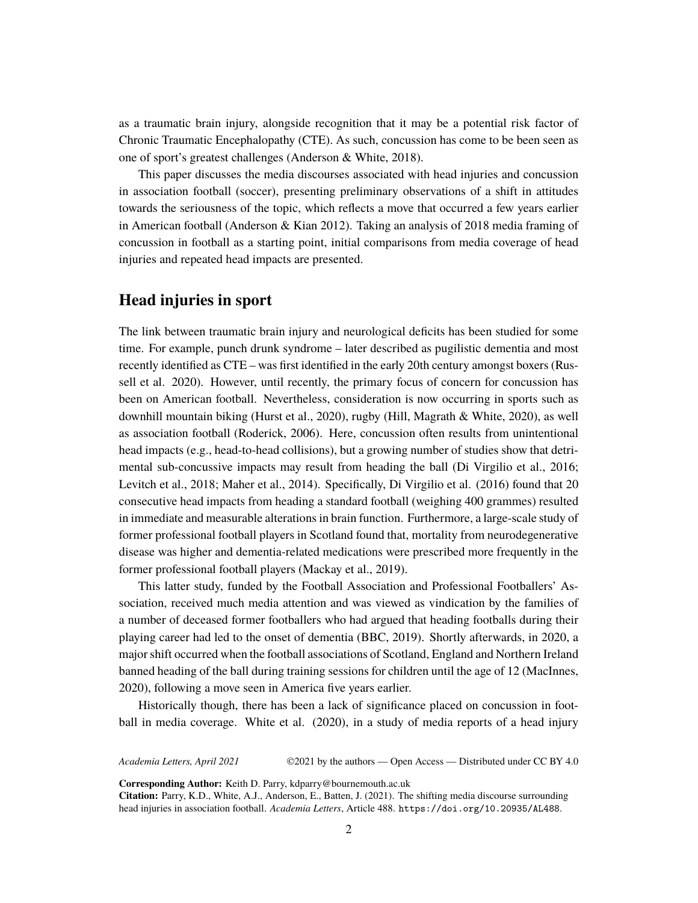as a traumatic brain injury, alongside recognition that it may be a potential risk factor of Chronic Traumatic Encephalopathy (CTE). As such, concussion has come to be been seen as one of sport's greatest challenges (Anderson & White, 2018).

This paper discusses the media discourses associated with head injuries and concussion in association football (soccer), presenting preliminary observations of a shift in attitudes towards the seriousness of the topic, which reflects a move that occurred a few years earlier in American football (Anderson & Kian 2012). Taking an analysis of 2018 media framing of concussion in football as a starting point, initial comparisons from media coverage of head injuries and repeated head impacts are presented.

## Head injuries in sport

The link between traumatic brain injury and neurological deficits has been studied for some time. For example, punch drunk syndrome – later described as pugilistic dementia and most recently identified as CTE – was first identified in the early 20th century amongst boxers (Russell et al. 2020). However, until recently, the primary focus of concern for concussion has been on American football. Nevertheless, consideration is now occurring in sports such as downhill mountain biking (Hurst et al., 2020), rugby (Hill, Magrath & White, 2020), as well as association football (Roderick, 2006). Here, concussion often results from unintentional head impacts (e.g., head-to-head collisions), but a growing number of studies show that detrimental sub-concussive impacts may result from heading the ball (Di Virgilio et al., 2016; Levitch et al., 2018; Maher et al., 2014). Specifically, Di Virgilio et al. (2016) found that 20 consecutive head impacts from heading a standard football (weighing 400 grammes) resulted in immediate and measurable alterations in brain function. Furthermore, a large-scale study of former professional football players in Scotland found that, mortality from neurodegenerative disease was higher and dementia-related medications were prescribed more frequently in the former professional football players (Mackay et al., 2019).

This latter study, funded by the Football Association and Professional Footballers' Association, received much media attention and was viewed as vindication by the families of a number of deceased former footballers who had argued that heading footballs during their playing career had led to the onset of dementia (BBC, 2019). Shortly afterwards, in 2020, a major shift occurred when the football associations of Scotland, England and Northern Ireland banned heading of the ball during training sessions for children until the age of 12 (MacInnes, 2020), following a move seen in America five years earlier.

Historically though, there has been a lack of significance placed on concussion in football in media coverage. White et al. (2020), in a study of media reports of a head injury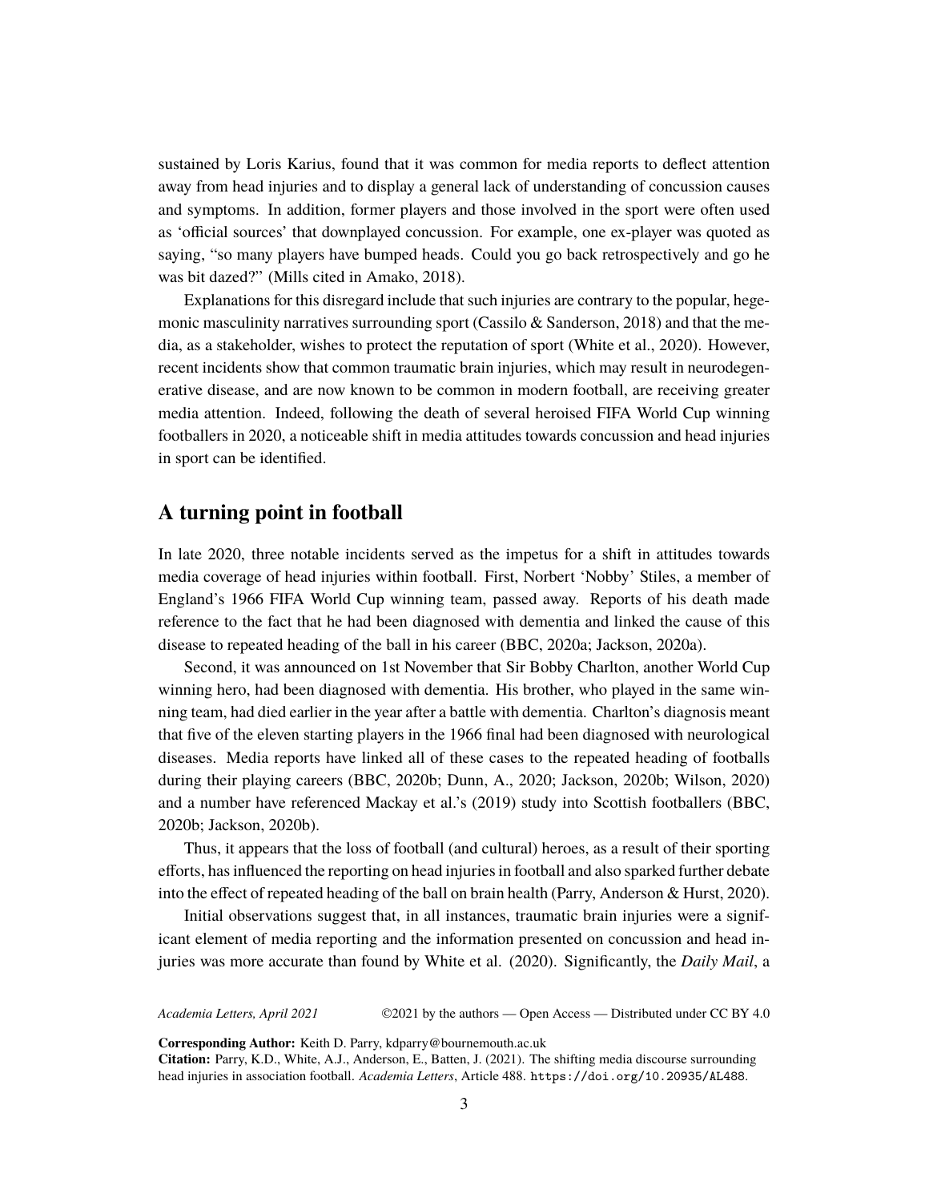sustained by Loris Karius, found that it was common for media reports to deflect attention away from head injuries and to display a general lack of understanding of concussion causes and symptoms. In addition, former players and those involved in the sport were often used as 'official sources' that downplayed concussion. For example, one ex-player was quoted as saying, "so many players have bumped heads. Could you go back retrospectively and go he was bit dazed?" (Mills cited in Amako, 2018).

Explanations for this disregard include that such injuries are contrary to the popular, hegemonic masculinity narratives surrounding sport (Cassilo & Sanderson, 2018) and that the media, as a stakeholder, wishes to protect the reputation of sport (White et al., 2020). However, recent incidents show that common traumatic brain injuries, which may result in neurodegenerative disease, and are now known to be common in modern football, are receiving greater media attention. Indeed, following the death of several heroised FIFA World Cup winning footballers in 2020, a noticeable shift in media attitudes towards concussion and head injuries in sport can be identified.

## A turning point in football

In late 2020, three notable incidents served as the impetus for a shift in attitudes towards media coverage of head injuries within football. First, Norbert 'Nobby' Stiles, a member of England's 1966 FIFA World Cup winning team, passed away. Reports of his death made reference to the fact that he had been diagnosed with dementia and linked the cause of this disease to repeated heading of the ball in his career (BBC, 2020a; Jackson, 2020a).

Second, it was announced on 1st November that Sir Bobby Charlton, another World Cup winning hero, had been diagnosed with dementia. His brother, who played in the same winning team, had died earlier in the year after a battle with dementia. Charlton's diagnosis meant that five of the eleven starting players in the 1966 final had been diagnosed with neurological diseases. Media reports have linked all of these cases to the repeated heading of footballs during their playing careers (BBC, 2020b; Dunn, A., 2020; Jackson, 2020b; Wilson, 2020) and a number have referenced Mackay et al.'s (2019) study into Scottish footballers (BBC, 2020b; Jackson, 2020b).

Thus, it appears that the loss of football (and cultural) heroes, as a result of their sporting efforts, has influenced the reporting on head injuries in football and also sparked further debate into the effect of repeated heading of the ball on brain health (Parry, Anderson & Hurst, 2020).

Initial observations suggest that, in all instances, traumatic brain injuries were a significant element of media reporting and the information presented on concussion and head injuries was more accurate than found by White et al. (2020). Significantly, the *Daily Mail*, a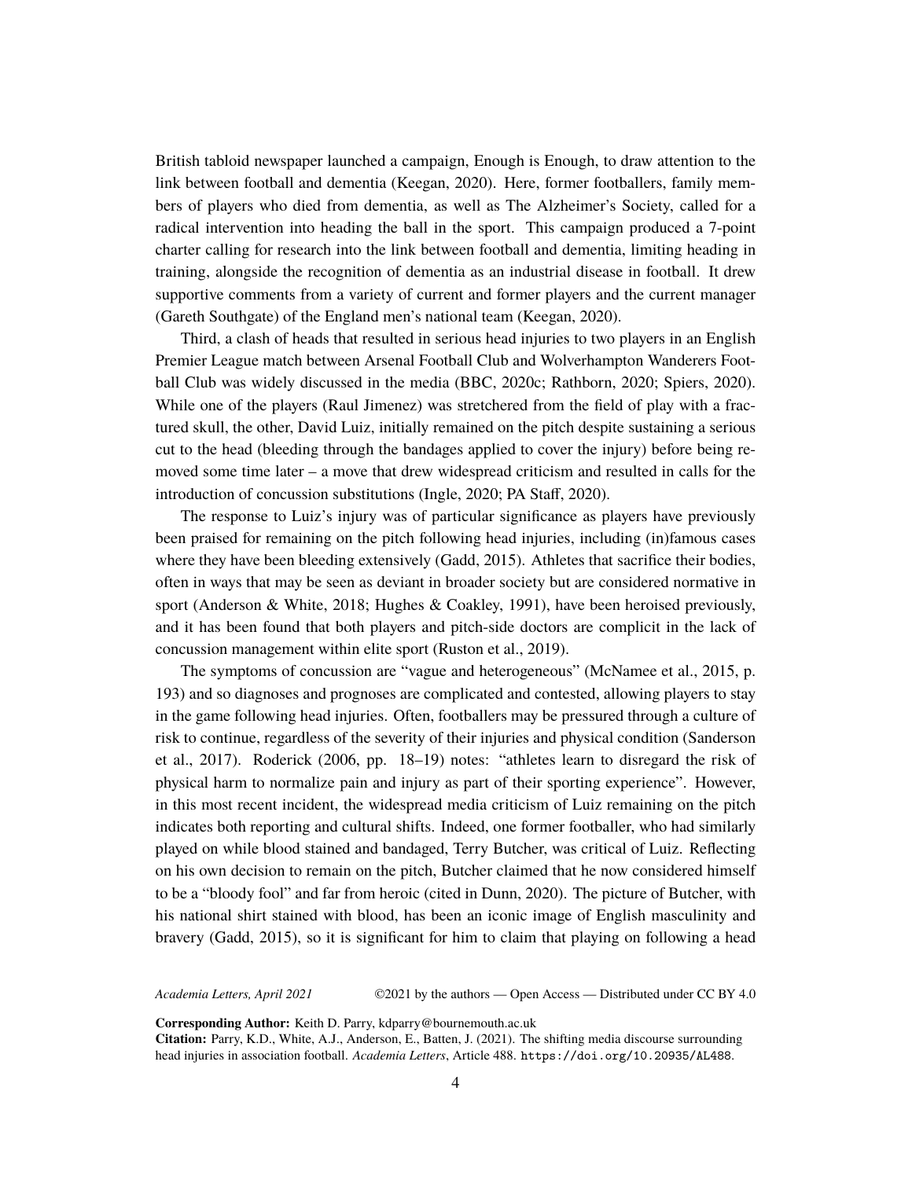British tabloid newspaper launched a campaign, Enough is Enough, to draw attention to the link between football and dementia (Keegan, 2020). Here, former footballers, family members of players who died from dementia, as well as The Alzheimer's Society, called for a radical intervention into heading the ball in the sport. This campaign produced a 7-point charter calling for research into the link between football and dementia, limiting heading in training, alongside the recognition of dementia as an industrial disease in football. It drew supportive comments from a variety of current and former players and the current manager (Gareth Southgate) of the England men's national team (Keegan, 2020).

Third, a clash of heads that resulted in serious head injuries to two players in an English Premier League match between Arsenal Football Club and Wolverhampton Wanderers Football Club was widely discussed in the media (BBC, 2020c; Rathborn, 2020; Spiers, 2020). While one of the players (Raul Jimenez) was stretchered from the field of play with a fractured skull, the other, David Luiz, initially remained on the pitch despite sustaining a serious cut to the head (bleeding through the bandages applied to cover the injury) before being removed some time later – a move that drew widespread criticism and resulted in calls for the introduction of concussion substitutions (Ingle, 2020; PA Staff, 2020).

The response to Luiz's injury was of particular significance as players have previously been praised for remaining on the pitch following head injuries, including (in)famous cases where they have been bleeding extensively (Gadd, 2015). Athletes that sacrifice their bodies, often in ways that may be seen as deviant in broader society but are considered normative in sport (Anderson & White, 2018; Hughes & Coakley, 1991), have been heroised previously, and it has been found that both players and pitch-side doctors are complicit in the lack of concussion management within elite sport (Ruston et al., 2019).

The symptoms of concussion are "vague and heterogeneous" (McNamee et al., 2015, p. 193) and so diagnoses and prognoses are complicated and contested, allowing players to stay in the game following head injuries. Often, footballers may be pressured through a culture of risk to continue, regardless of the severity of their injuries and physical condition (Sanderson et al., 2017). Roderick (2006, pp. 18–19) notes: "athletes learn to disregard the risk of physical harm to normalize pain and injury as part of their sporting experience". However, in this most recent incident, the widespread media criticism of Luiz remaining on the pitch indicates both reporting and cultural shifts. Indeed, one former footballer, who had similarly played on while blood stained and bandaged, Terry Butcher, was critical of Luiz. Reflecting on his own decision to remain on the pitch, Butcher claimed that he now considered himself to be a "bloody fool" and far from heroic (cited in Dunn, 2020). The picture of Butcher, with his national shirt stained with blood, has been an iconic image of English masculinity and bravery (Gadd, 2015), so it is significant for him to claim that playing on following a head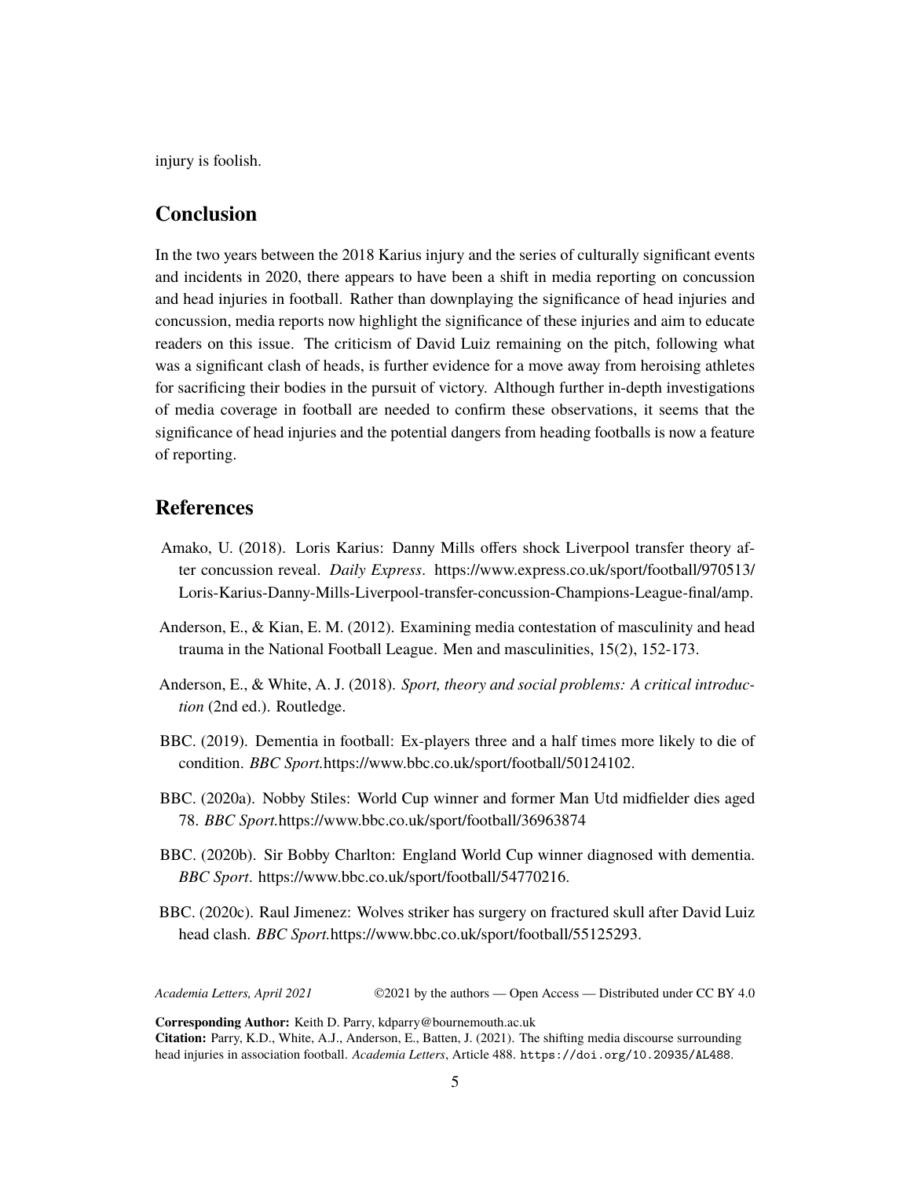injury is foolish.

## Conclusion

In the two years between the 2018 Karius injury and the series of culturally significant events and incidents in 2020, there appears to have been a shift in media reporting on concussion and head injuries in football. Rather than downplaying the significance of head injuries and concussion, media reports now highlight the significance of these injuries and aim to educate readers on this issue. The criticism of David Luiz remaining on the pitch, following what was a significant clash of heads, is further evidence for a move away from heroising athletes for sacrificing their bodies in the pursuit of victory. Although further in-depth investigations of media coverage in football are needed to confirm these observations, it seems that the significance of head injuries and the potential dangers from heading footballs is now a feature of reporting.

## References

Amako, U. (2018). Loris Karius: Danny Mills offers shock Liverpool transfer theory after concussion reveal. *Daily Express*. https://www.express.co.uk/sport/football/970513/Loris-Karius-Danny-Mills-Liverpool-transfer-concussion-Champions-League-final/amp.

Anderson, E., & Kian, E. M. (2012). Examining media contestation of masculinity and head trauma in the National Football League. Men and masculinities, 15(2), 152-173.

Anderson, E., & White, A. J. (2018). *Sport, theory and social problems: A critical introduction* (2nd ed.). Routledge.

BBC. (2019). Dementia in football: Ex-players three and a half times more likely to die of condition. *BBC Sport.*https://www.bbc.co.uk/sport/football/50124102.

BBC. (2020a). Nobby Stiles: World Cup winner and former Man Utd midfielder dies aged 78. *BBC Sport.*https://www.bbc.co.uk/sport/football/36963874

BBC. (2020b). Sir Bobby Charlton: England World Cup winner diagnosed with dementia. *BBC Sport*. https://www.bbc.co.uk/sport/football/54770216.

BBC. (2020c). Raul Jimenez: Wolves striker has surgery on fractured skull after David Luiz head clash. *BBC Sport.*https://www.bbc.co.uk/sport/football/55125293.

**Corresponding Author:** Keith D. Parry, kdparry@bournemouth.ac.uk
**Citation:** Parry, K.D., White, A.J., Anderson, E., Batten, J. (2021). The shifting media discourse surrounding head injuries in association football. *Academia Letters*, Article 488. https://doi.org/10.20935/AL488.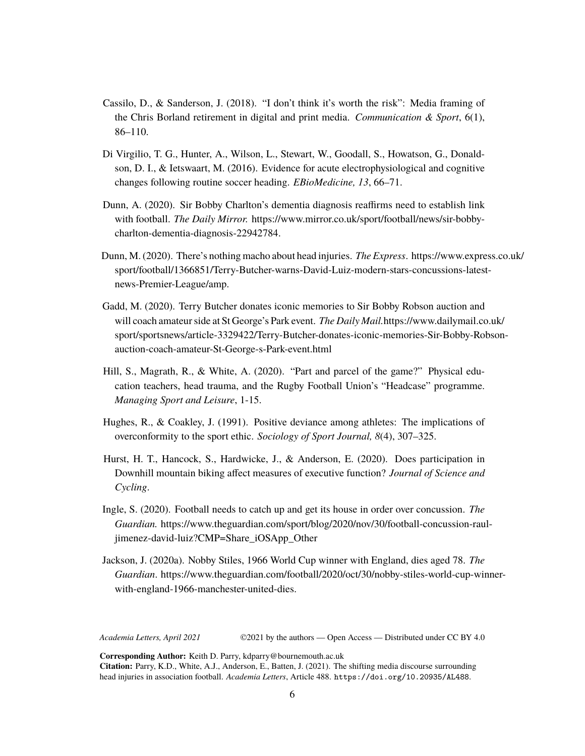Cassilo, D., & Sanderson, J. (2018). "I don't think it's worth the risk": Media framing of the Chris Borland retirement in digital and print media. *Communication & Sport*, 6(1), 86–110.

Di Virgilio, T. G., Hunter, A., Wilson, L., Stewart, W., Goodall, S., Howatson, G., Donaldson, D. I., & Ietswaart, M. (2016). Evidence for acute electrophysiological and cognitive changes following routine soccer heading. *EBioMedicine, 13*, 66–71.

Dunn, A. (2020). Sir Bobby Charlton's dementia diagnosis reaffirms need to establish link with football. *The Daily Mirror.* https://www.mirror.co.uk/sport/football/news/sir-bobby-charlton-dementia-diagnosis-22942784.

Dunn, M. (2020). There's nothing macho about head injuries. *The Express*. https://www.express.co.uk/sport/football/1366851/Terry-Butcher-warns-David-Luiz-modern-stars-concussions-latest-news-Premier-League/amp.

Gadd, M. (2020). Terry Butcher donates iconic memories to Sir Bobby Robson auction and will coach amateur side at St George's Park event. *The Daily Mail.*https://www.dailymail.co.uk/sport/sportsnews/article-3329422/Terry-Butcher-donates-iconic-memories-Sir-Bobby-Robson-auction-coach-amateur-St-George-s-Park-event.html

Hill, S., Magrath, R., & White, A. (2020). "Part and parcel of the game?" Physical education teachers, head trauma, and the Rugby Football Union's "Headcase" programme. *Managing Sport and Leisure*, 1-15.

Hughes, R., & Coakley, J. (1991). Positive deviance among athletes: The implications of overconformity to the sport ethic. *Sociology of Sport Journal, 8*(4), 307–325.

Hurst, H. T., Hancock, S., Hardwicke, J., & Anderson, E. (2020). Does participation in Downhill mountain biking affect measures of executive function? *Journal of Science and Cycling*.

Ingle, S. (2020). Football needs to catch up and get its house in order over concussion. *The Guardian.* https://www.theguardian.com/sport/blog/2020/nov/30/football-concussion-raul-jimenez-david-luiz?CMP=Share_iOSApp_Other

Jackson, J. (2020a). Nobby Stiles, 1966 World Cup winner with England, dies aged 78. *The Guardian*. https://www.theguardian.com/football/2020/oct/30/nobby-stiles-world-cup-winner-with-england-1966-manchester-united-dies.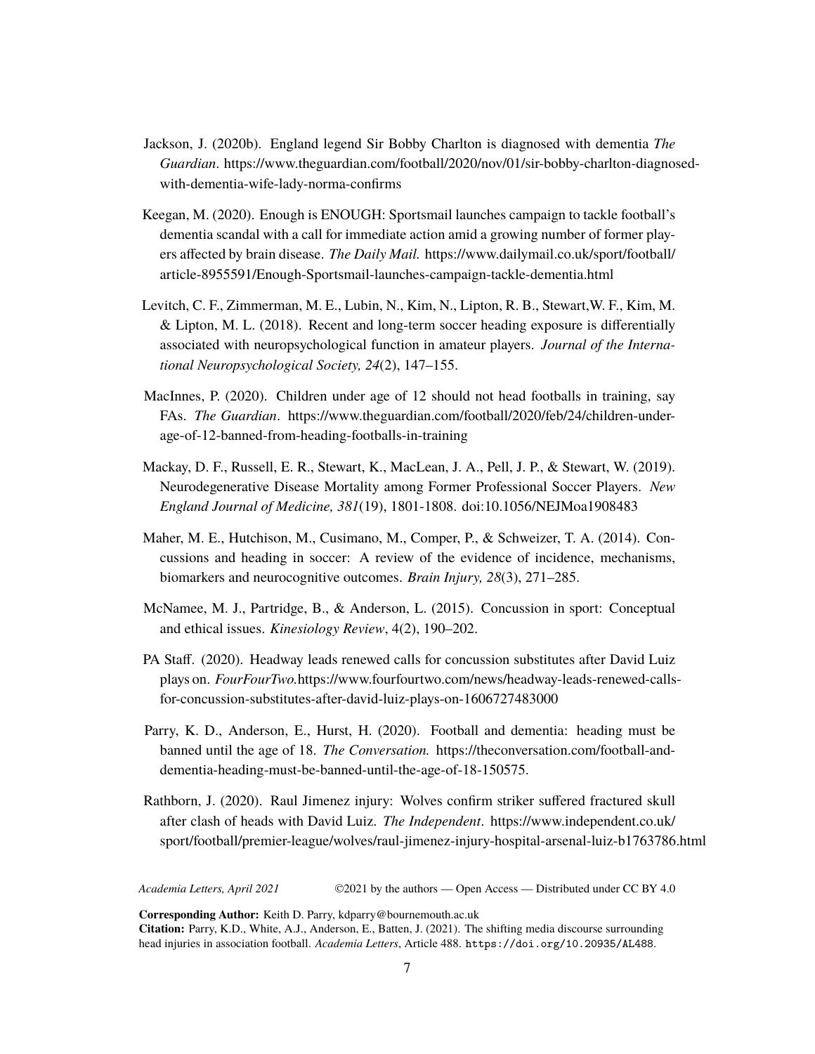Jackson, J. (2020b). England legend Sir Bobby Charlton is diagnosed with dementia *The Guardian*. https://www.theguardian.com/football/2020/nov/01/sir-bobby-charlton-diagnosed-with-dementia-wife-lady-norma-confirms

Keegan, M. (2020). Enough is ENOUGH: Sportsmail launches campaign to tackle football's dementia scandal with a call for immediate action amid a growing number of former players affected by brain disease. *The Daily Mail.* https://www.dailymail.co.uk/sport/football/article-8955591/Enough-Sportsmail-launches-campaign-tackle-dementia.html

Levitch, C. F., Zimmerman, M. E., Lubin, N., Kim, N., Lipton, R. B., Stewart,W. F., Kim, M. & Lipton, M. L. (2018). Recent and long-term soccer heading exposure is differentially associated with neuropsychological function in amateur players. *Journal of the International Neuropsychological Society, 24*(2), 147–155.

MacInnes, P. (2020). Children under age of 12 should not head footballs in training, say FAs. *The Guardian*. https://www.theguardian.com/football/2020/feb/24/children-under-age-of-12-banned-from-heading-footballs-in-training

Mackay, D. F., Russell, E. R., Stewart, K., MacLean, J. A., Pell, J. P., & Stewart, W. (2019). Neurodegenerative Disease Mortality among Former Professional Soccer Players. *New England Journal of Medicine, 381*(19), 1801-1808. doi:10.1056/NEJMoa1908483

Maher, M. E., Hutchison, M., Cusimano, M., Comper, P., & Schweizer, T. A. (2014). Concussions and heading in soccer: A review of the evidence of incidence, mechanisms, biomarkers and neurocognitive outcomes. *Brain Injury, 28*(3), 271–285.

McNamee, M. J., Partridge, B., & Anderson, L. (2015). Concussion in sport: Conceptual and ethical issues. *Kinesiology Review*, 4(2), 190–202.

PA Staff. (2020). Headway leads renewed calls for concussion substitutes after David Luiz plays on. *FourFourTwo.*https://www.fourfourtwo.com/news/headway-leads-renewed-calls-for-concussion-substitutes-after-david-luiz-plays-on-1606727483000

Parry, K. D., Anderson, E., Hurst, H. (2020). Football and dementia: heading must be banned until the age of 18. *The Conversation.* https://theconversation.com/football-and-dementia-heading-must-be-banned-until-the-age-of-18-150575.

Rathborn, J. (2020). Raul Jimenez injury: Wolves confirm striker suffered fractured skull after clash of heads with David Luiz. *The Independent*. https://www.independent.co.uk/sport/football/premier-league/wolves/raul-jimenez-injury-hospital-arsenal-luiz-b1763786.html

**Corresponding Author:** Keith D. Parry, kdparry@bournemouth.ac.uk

**Citation:** Parry, K.D., White, A.J., Anderson, E., Batten, J. (2021). The shifting media discourse surrounding head injuries in association football. *Academia Letters*, Article 488. https://doi.org/10.20935/AL488.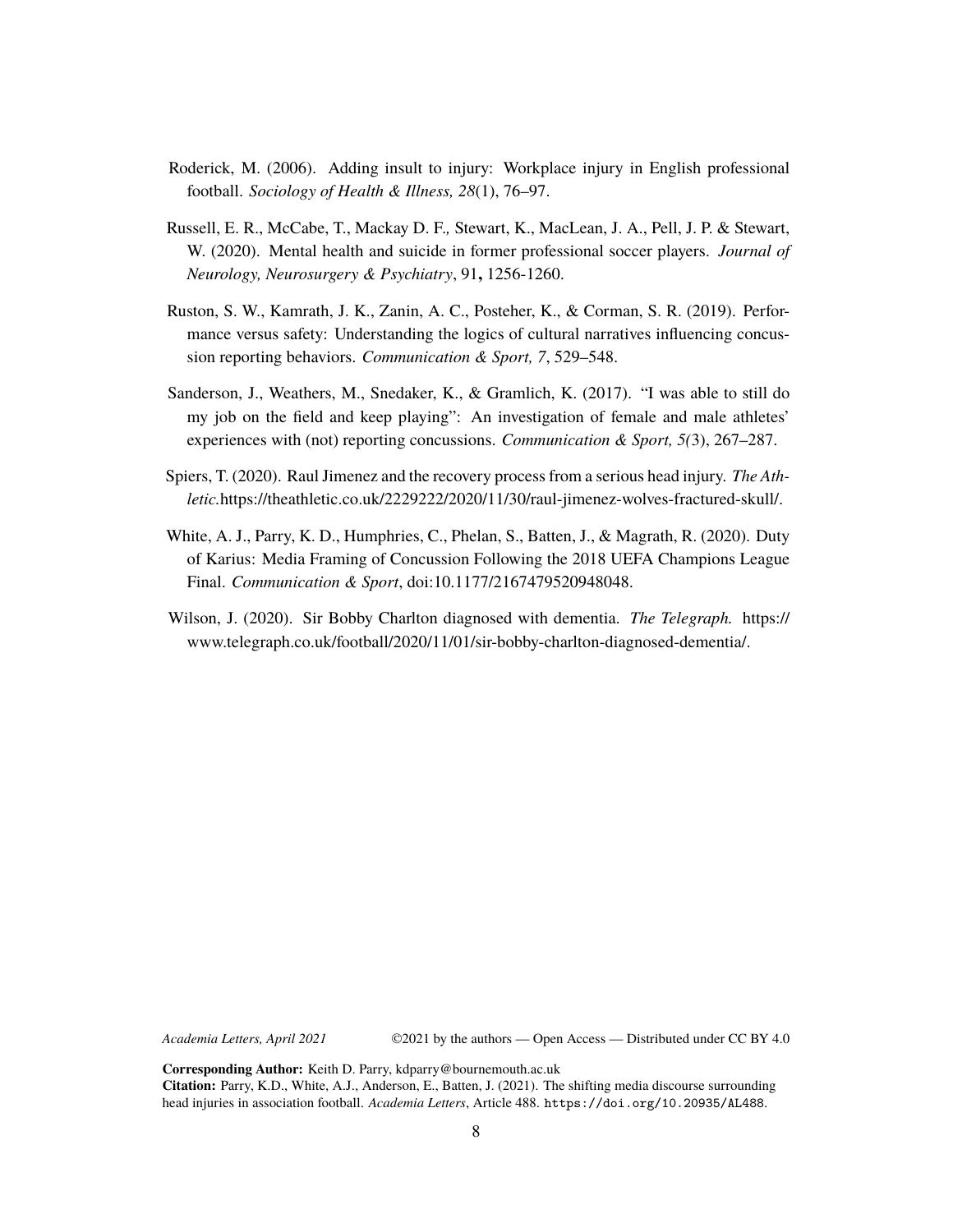Roderick, M. (2006). Adding insult to injury: Workplace injury in English professional football. *Sociology of Health & Illness, 28*(1), 76–97.

Russell, E. R., McCabe, T., Mackay D. F., Stewart, K., MacLean, J. A., Pell, J. P. & Stewart, W. (2020). Mental health and suicide in former professional soccer players. *Journal of Neurology, Neurosurgery & Psychiatry*, 91**,** 1256-1260.

Ruston, S. W., Kamrath, J. K., Zanin, A. C., Posteher, K., & Corman, S. R. (2019). Performance versus safety: Understanding the logics of cultural narratives influencing concussion reporting behaviors. *Communication & Sport, 7*, 529–548.

Sanderson, J., Weathers, M., Snedaker, K., & Gramlich, K. (2017). "I was able to still do my job on the field and keep playing": An investigation of female and male athletes' experiences with (not) reporting concussions. *Communication & Sport, 5(*3), 267–287.

Spiers, T. (2020). Raul Jimenez and the recovery process from a serious head injury. *The Athletic.*https://theathletic.co.uk/2229222/2020/11/30/raul-jimenez-wolves-fractured-skull/.

White, A. J., Parry, K. D., Humphries, C., Phelan, S., Batten, J., & Magrath, R. (2020). Duty of Karius: Media Framing of Concussion Following the 2018 UEFA Champions League Final. *Communication & Sport*, doi:10.1177/2167479520948048.

Wilson, J. (2020). Sir Bobby Charlton diagnosed with dementia. *The Telegraph.* https://www.telegraph.co.uk/football/2020/11/01/sir-bobby-charlton-diagnosed-dementia/.

**Corresponding Author:** Keith D. Parry, kdparry@bournemouth.ac.uk
**Citation:** Parry, K.D., White, A.J., Anderson, E., Batten, J. (2021). The shifting media discourse surrounding head injuries in association football. *Academia Letters*, Article 488. https://doi.org/10.20935/AL488.